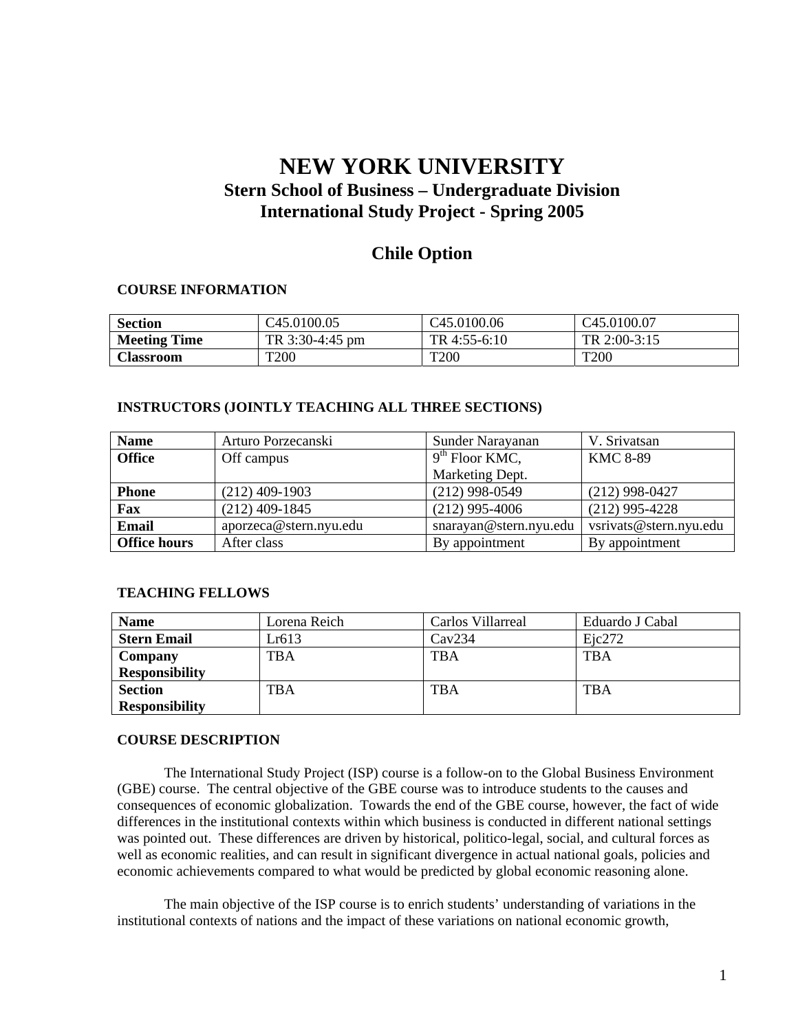# NEW YORK UNIVERSITY

## Stern School of Business – Undergraduate Division
## International Study Project - Spring 2005

## Chile Option

### COURSE INFORMATION

| Section | C45.0100.05 | C45.0100.06 | C45.0100.07 |
|---|---|---|---|
| **Meeting Time** | TR 3:30-4:45 pm | TR 4:55-6:10 | TR 2:00-3:15 |
| **Classroom** | T200 | T200 | T200 |

### INSTRUCTORS (JOINTLY TEACHING ALL THREE SECTIONS)

| Name | Arturo Porzecanski | Sunder Narayanan | V. Srivatsan |
|---|---|---|---|
| **Office** | Off campus | 9th Floor KMC, Marketing Dept. | KMC 8-89 |
| **Phone** | (212) 409-1903 | (212) 998-0549 | (212) 998-0427 |
| **Fax** | (212) 409-1845 | (212) 995-4006 | (212) 995-4228 |
| **Email** | aporzeca@stern.nyu.edu | snarayan@stern.nyu.edu | vsrivats@stern.nyu.edu |
| **Office hours** | After class | By appointment | By appointment |

### TEACHING FELLOWS

| Name | Lorena Reich | Carlos Villarreal | Eduardo J Cabal |
|---|---|---|---|
| **Stern Email** | Lr613 | Cav234 | Ejc272 |
| **Company Responsibility** | TBA | TBA | TBA |
| **Section Responsibility** | TBA | TBA | TBA |

### COURSE DESCRIPTION

The International Study Project (ISP) course is a follow-on to the Global Business Environment (GBE) course. The central objective of the GBE course was to introduce students to the causes and consequences of economic globalization. Towards the end of the GBE course, however, the fact of wide differences in the institutional contexts within which business is conducted in different national settings was pointed out. These differences are driven by historical, politico-legal, social, and cultural forces as well as economic realities, and can result in significant divergence in actual national goals, policies and economic achievements compared to what would be predicted by global economic reasoning alone.

The main objective of the ISP course is to enrich students' understanding of variations in the institutional contexts of nations and the impact of these variations on national economic growth,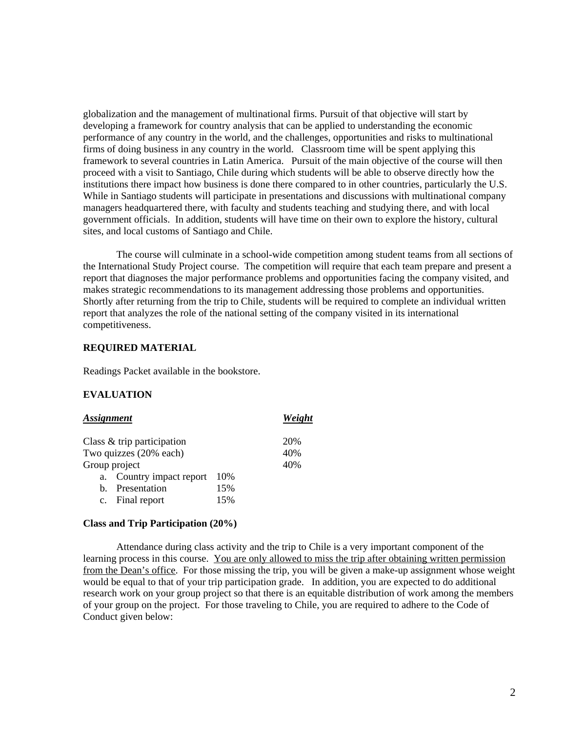globalization and the management of multinational firms. Pursuit of that objective will start by developing a framework for country analysis that can be applied to understanding the economic performance of any country in the world, and the challenges, opportunities and risks to multinational firms of doing business in any country in the world. Classroom time will be spent applying this framework to several countries in Latin America. Pursuit of the main objective of the course will then proceed with a visit to Santiago, Chile during which students will be able to observe directly how the institutions there impact how business is done there compared to in other countries, particularly the U.S. While in Santiago students will participate in presentations and discussions with multinational company managers headquartered there, with faculty and students teaching and studying there, and with local government officials. In addition, students will have time on their own to explore the history, cultural sites, and local customs of Santiago and Chile.

The course will culminate in a school-wide competition among student teams from all sections of the International Study Project course. The competition will require that each team prepare and present a report that diagnoses the major performance problems and opportunities facing the company visited, and makes strategic recommendations to its management addressing those problems and opportunities. Shortly after returning from the trip to Chile, students will be required to complete an individual written report that analyzes the role of the national setting of the company visited in its international competitiveness.

**REQUIRED MATERIAL**

Readings Packet available in the bookstore.

**EVALUATION**

| ***Assignment*** | | ***Weight*** |
|---|---|---|
| Class & trip participation | | 20% |
| Two quizzes (20% each) | | 40% |
| Group project | | 40% |
| a. Country impact report | 10% | |
| b. Presentation | 15% | |
| c. Final report | 15% | |

**Class and Trip Participation (20%)**

Attendance during class activity and the trip to Chile is a very important component of the learning process in this course. <u>You are only allowed to miss the trip after obtaining written permission from the Dean's office</u>. For those missing the trip, you will be given a make-up assignment whose weight would be equal to that of your trip participation grade. In addition, you are expected to do additional research work on your group project so that there is an equitable distribution of work among the members of your group on the project. For those traveling to Chile, you are required to adhere to the Code of Conduct given below: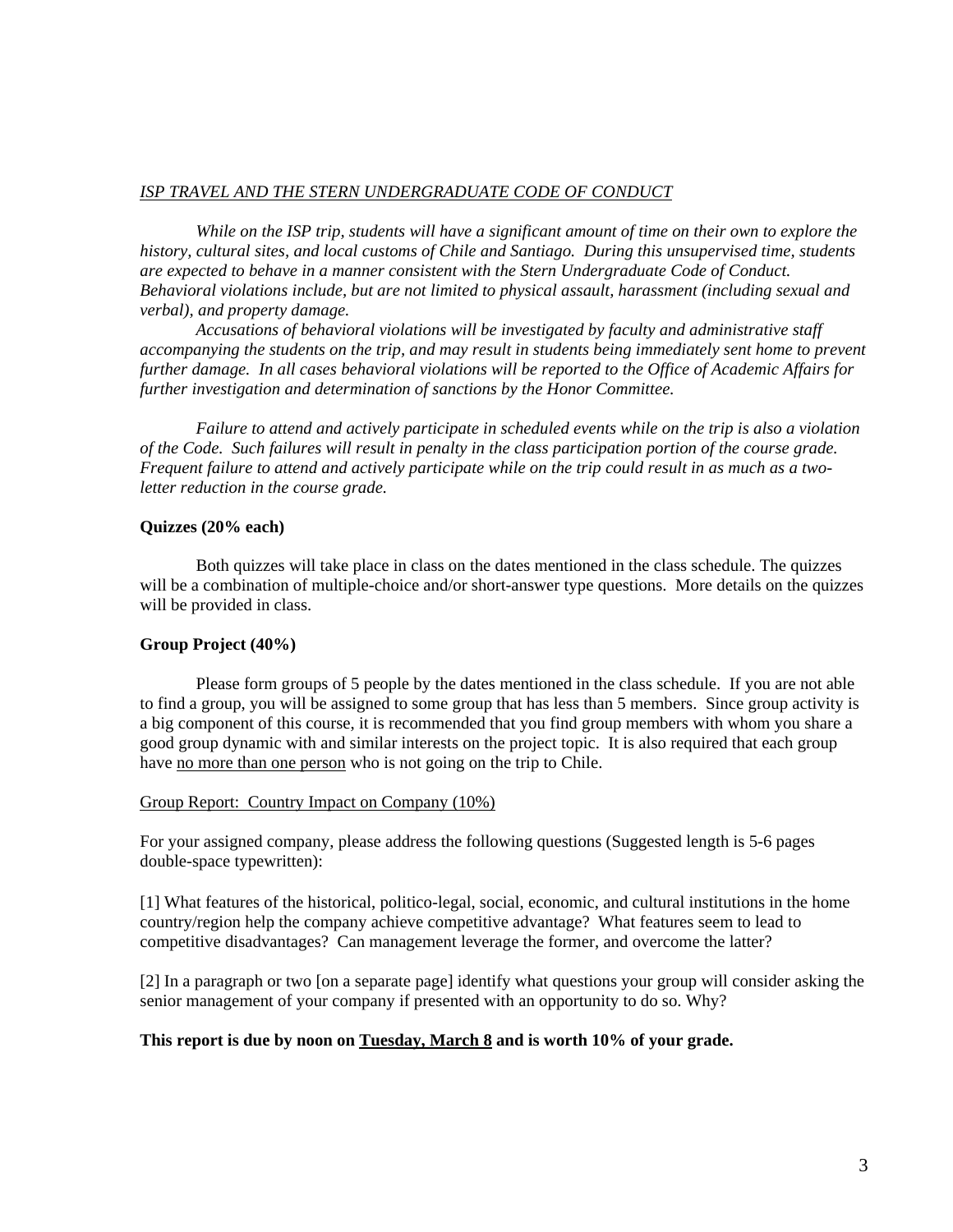*<u>ISP TRAVEL AND THE STERN UNDERGRADUATE CODE OF CONDUCT</u>*

*While on the ISP trip, students will have a significant amount of time on their own to explore the history, cultural sites, and local customs of Chile and Santiago. During this unsupervised time, students are expected to behave in a manner consistent with the Stern Undergraduate Code of Conduct. Behavioral violations include, but are not limited to physical assault, harassment (including sexual and verbal), and property damage.*

*Accusations of behavioral violations will be investigated by faculty and administrative staff accompanying the students on the trip, and may result in students being immediately sent home to prevent further damage. In all cases behavioral violations will be reported to the Office of Academic Affairs for further investigation and determination of sanctions by the Honor Committee.*

*Failure to attend and actively participate in scheduled events while on the trip is also a violation of the Code. Such failures will result in penalty in the class participation portion of the course grade. Frequent failure to attend and actively participate while on the trip could result in as much as a two-letter reduction in the course grade.*

**Quizzes (20% each)**

Both quizzes will take place in class on the dates mentioned in the class schedule. The quizzes will be a combination of multiple-choice and/or short-answer type questions. More details on the quizzes will be provided in class.

**Group Project (40%)**

Please form groups of 5 people by the dates mentioned in the class schedule. If you are not able to find a group, you will be assigned to some group that has less than 5 members. Since group activity is a big component of this course, it is recommended that you find group members with whom you share a good group dynamic with and similar interests on the project topic. It is also required that each group have <u>no more than one person</u> who is not going on the trip to Chile.

<u>Group Report: Country Impact on Company (10%)</u>

For your assigned company, please address the following questions (Suggested length is 5-6 pages double-space typewritten):

[1] What features of the historical, politico-legal, social, economic, and cultural institutions in the home country/region help the company achieve competitive advantage? What features seem to lead to competitive disadvantages? Can management leverage the former, and overcome the latter?

[2] In a paragraph or two [on a separate page] identify what questions your group will consider asking the senior management of your company if presented with an opportunity to do so. Why?

**This report is due by noon on <u>Tuesday, March 8</u> and is worth 10% of your grade.**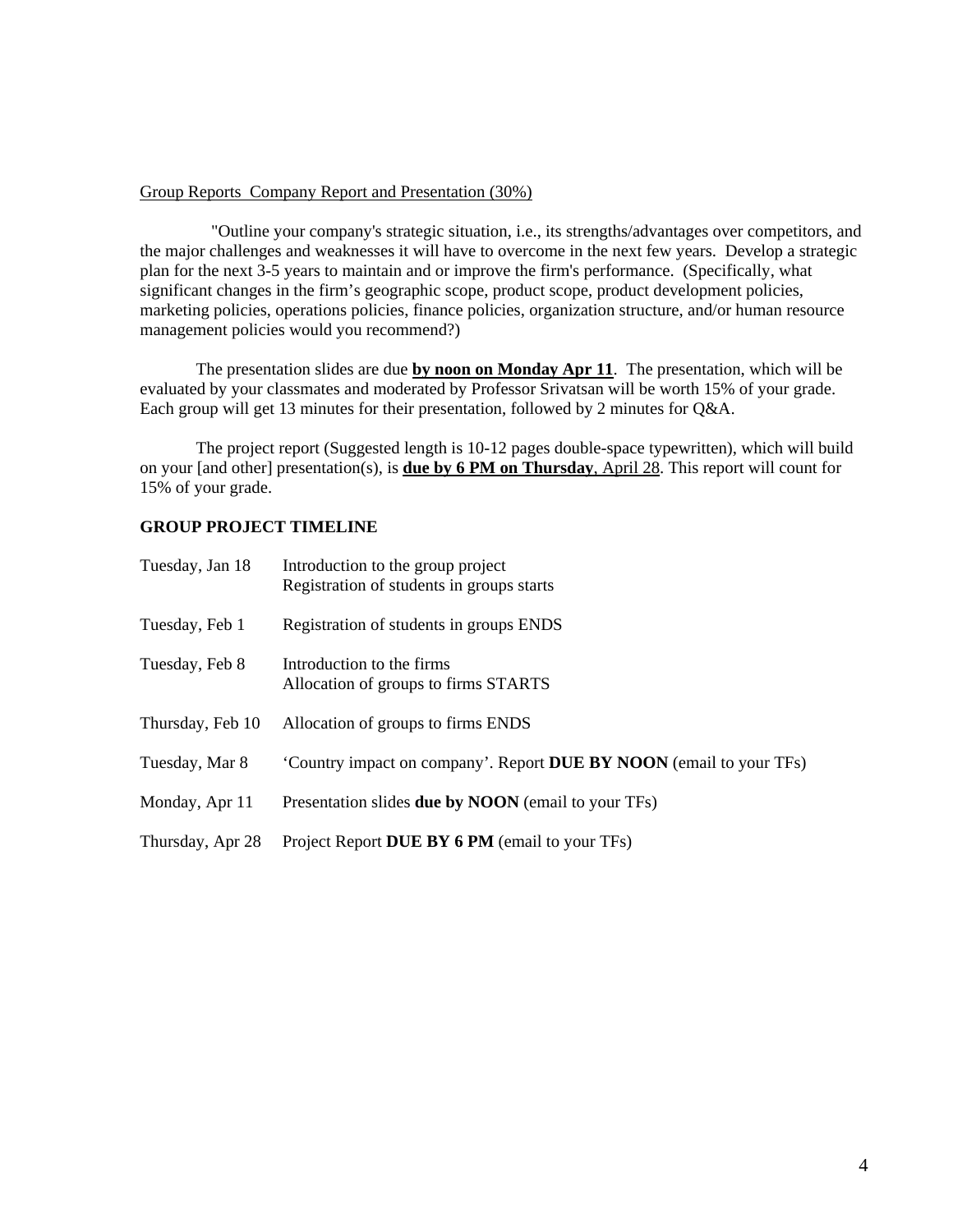Group Reports  Company Report and Presentation (30%)

"Outline your company's strategic situation, i.e., its strengths/advantages over competitors, and the major challenges and weaknesses it will have to overcome in the next few years.  Develop a strategic plan for the next 3-5 years to maintain and or improve the firm's performance.  (Specifically, what significant changes in the firm's geographic scope, product scope, product development policies, marketing policies, operations policies, finance policies, organization structure, and/or human resource management policies would you recommend?)

The presentation slides are due **by noon on Monday Apr 11**.  The presentation, which will be evaluated by your classmates and moderated by Professor Srivatsan will be worth 15% of your grade. Each group will get 13 minutes for their presentation, followed by 2 minutes for Q&A.

The project report (Suggested length is 10-12 pages double-space typewritten), which will build on your [and other] presentation(s), is **due by 6 PM on Thursday**, April 28. This report will count for 15% of your grade.

**GROUP PROJECT TIMELINE**

| | |
|---|---|
| Tuesday, Jan 18 | Introduction to the group project<br>Registration of students in groups starts |
| Tuesday, Feb 1 | Registration of students in groups ENDS |
| Tuesday, Feb 8 | Introduction to the firms<br>Allocation of groups to firms STARTS |
| Thursday, Feb 10 | Allocation of groups to firms ENDS |
| Tuesday, Mar 8 | 'Country impact on company'. Report **DUE BY NOON** (email to your TFs) |
| Monday, Apr 11 | Presentation slides **due by NOON** (email to your TFs) |
| Thursday, Apr 28 | Project Report **DUE BY 6 PM** (email to your TFs) |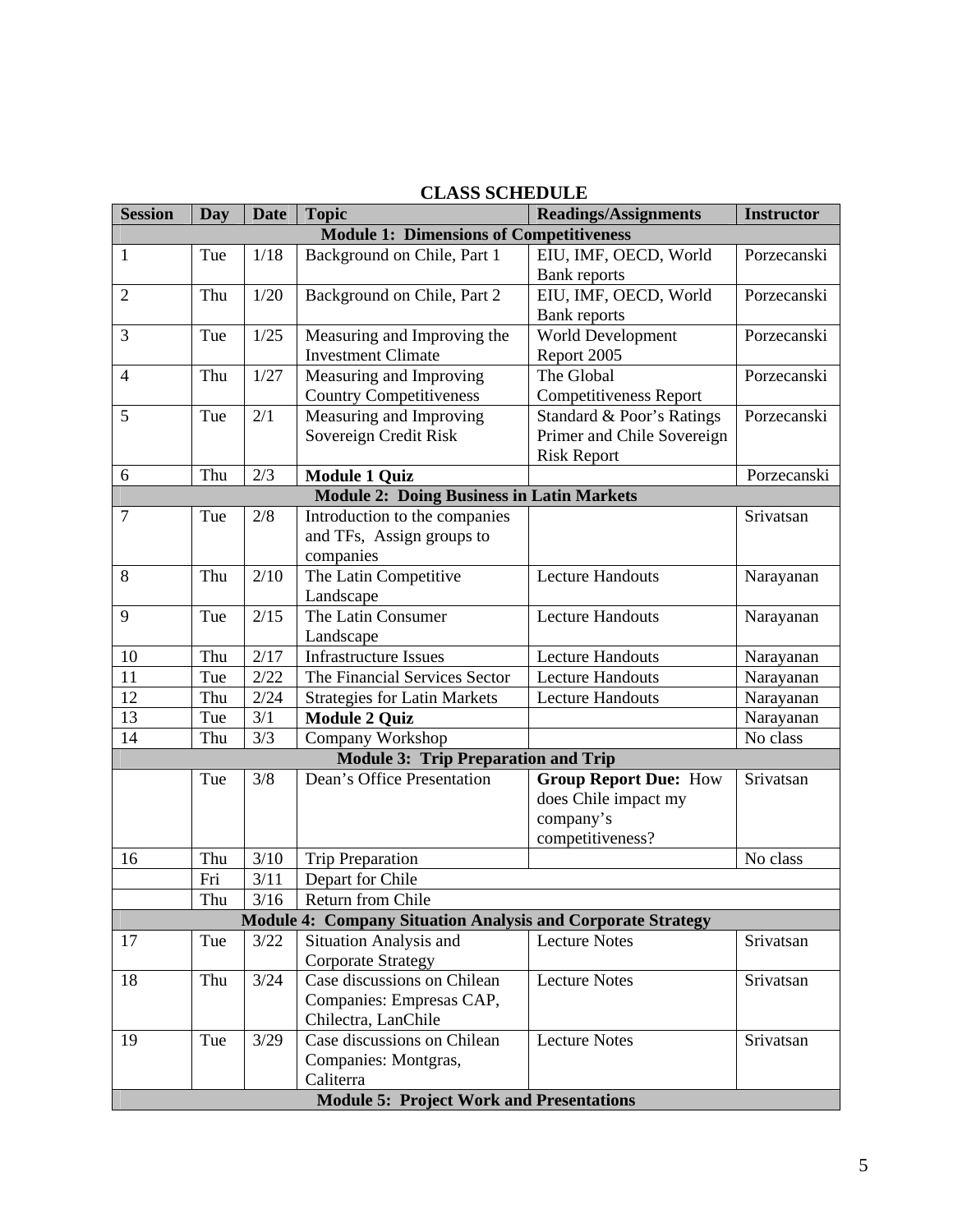## CLASS SCHEDULE

| Session | Day | Date | Topic | Readings/Assignments | Instructor |
|---|---|---|---|---|---|
| **Module 1: Dimensions of Competitiveness** | | | | | |
| 1 | Tue | 1/18 | Background on Chile, Part 1 | EIU, IMF, OECD, World Bank reports | Porzecanski |
| 2 | Thu | 1/20 | Background on Chile, Part 2 | EIU, IMF, OECD, World Bank reports | Porzecanski |
| 3 | Tue | 1/25 | Measuring and Improving the Investment Climate | World Development Report 2005 | Porzecanski |
| 4 | Thu | 1/27 | Measuring and Improving Country Competitiveness | The Global Competitiveness Report | Porzecanski |
| 5 | Tue | 2/1 | Measuring and Improving Sovereign Credit Risk | Standard & Poor's Ratings Primer and Chile Sovereign Risk Report | Porzecanski |
| 6 | Thu | 2/3 | **Module 1 Quiz** | | Porzecanski |
| **Module 2: Doing Business in Latin Markets** | | | | | |
| 7 | Tue | 2/8 | Introduction to the companies and TFs, Assign groups to companies | | Srivatsan |
| 8 | Thu | 2/10 | The Latin Competitive Landscape | Lecture Handouts | Narayanan |
| 9 | Tue | 2/15 | The Latin Consumer Landscape | Lecture Handouts | Narayanan |
| 10 | Thu | 2/17 | Infrastructure Issues | Lecture Handouts | Narayanan |
| 11 | Tue | 2/22 | The Financial Services Sector | Lecture Handouts | Narayanan |
| 12 | Thu | 2/24 | Strategies for Latin Markets | Lecture Handouts | Narayanan |
| 13 | Tue | 3/1 | **Module 2 Quiz** | | Narayanan |
| 14 | Thu | 3/3 | Company Workshop | | No class |
| **Module 3: Trip Preparation and Trip** | | | | | |
| | Tue | 3/8 | Dean's Office Presentation | **Group Report Due:** How does Chile impact my company's competitiveness? | Srivatsan |
| 16 | Thu | 3/10 | Trip Preparation | | No class |
| | Fri | 3/11 | Depart for Chile | | |
| | Thu | 3/16 | Return from Chile | | |
| **Module 4: Company Situation Analysis and Corporate Strategy** | | | | | |
| 17 | Tue | 3/22 | Situation Analysis and Corporate Strategy | Lecture Notes | Srivatsan |
| 18 | Thu | 3/24 | Case discussions on Chilean Companies: Empresas CAP, Chilectra, LanChile | Lecture Notes | Srivatsan |
| 19 | Tue | 3/29 | Case discussions on Chilean Companies: Montgras, Caliterra | Lecture Notes | Srivatsan |
| **Module 5: Project Work and Presentations** | | | | | |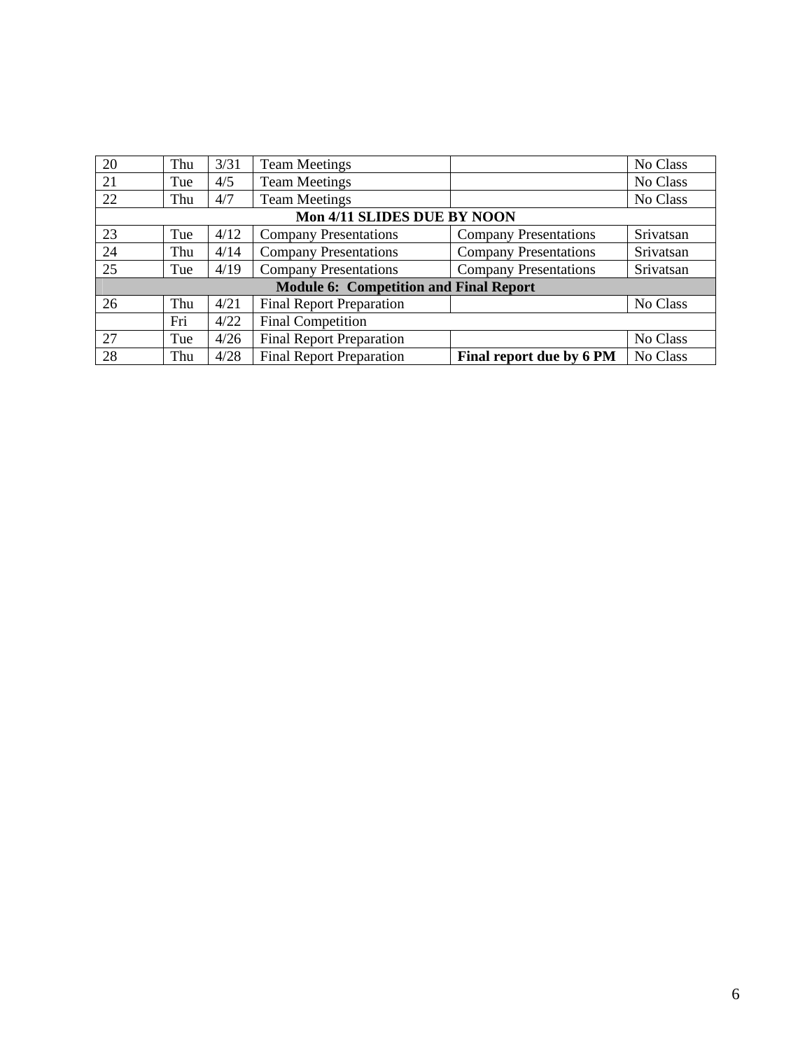| | | | | | |
|---|---|---|---|---|---|
| 20 | Thu | 3/31 | Team Meetings | | No Class |
| 21 | Tue | 4/5 | Team Meetings | | No Class |
| 22 | Thu | 4/7 | Team Meetings | | No Class |
| **Mon 4/11 SLIDES DUE BY NOON** | | | | | |
| 23 | Tue | 4/12 | Company Presentations | Company Presentations | Srivatsan |
| 24 | Thu | 4/14 | Company Presentations | Company Presentations | Srivatsan |
| 25 | Tue | 4/19 | Company Presentations | Company Presentations | Srivatsan |
| **Module 6: Competition and Final Report** | | | | | |
| 26 | Thu | 4/21 | Final Report Preparation | | No Class |
| | Fri | 4/22 | Final Competition | | |
| 27 | Tue | 4/26 | Final Report Preparation | | No Class |
| 28 | Thu | 4/28 | Final Report Preparation | **Final report due by 6 PM** | No Class |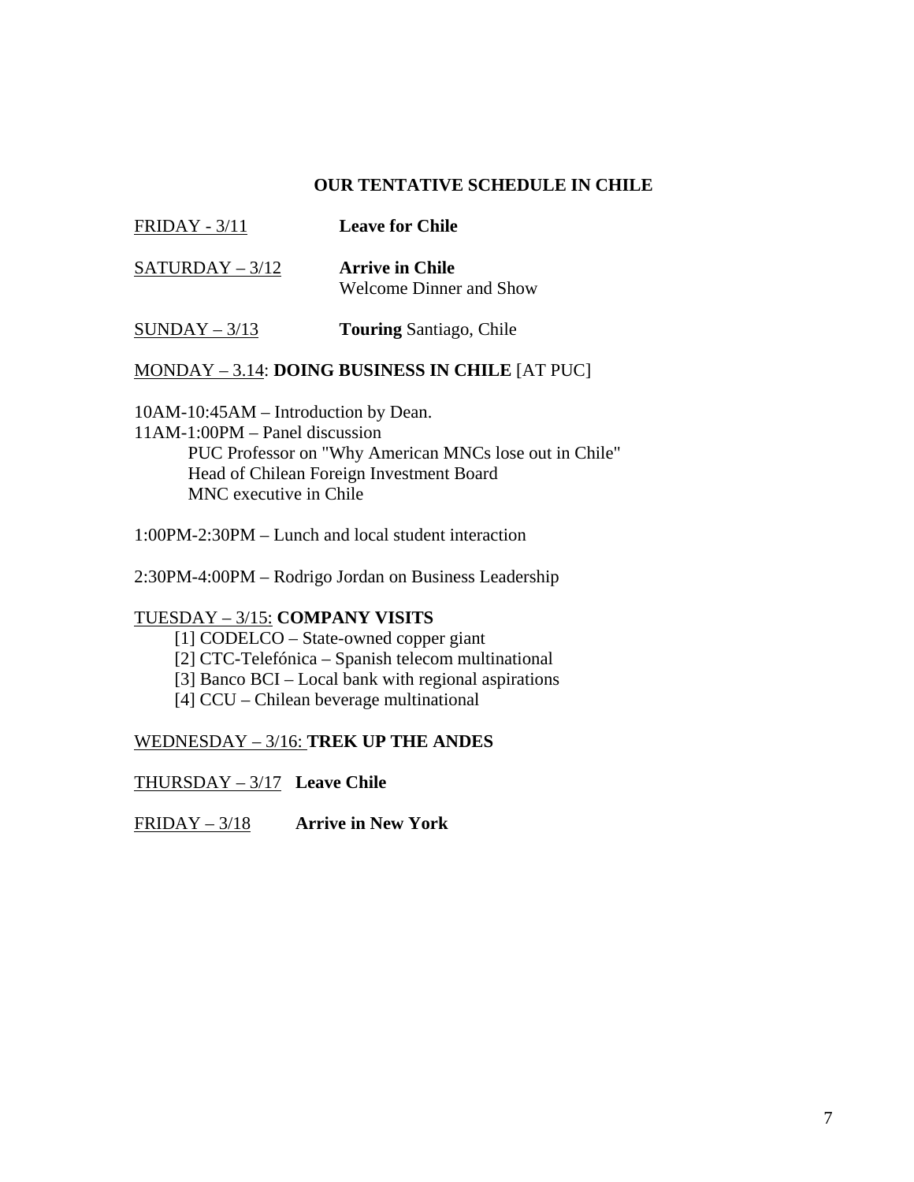## OUR TENTATIVE SCHEDULE IN CHILE

FRIDAY - 3/11 **Leave for Chile**

SATURDAY – 3/12 **Arrive in Chile**
Welcome Dinner and Show

SUNDAY – 3/13 **Touring** Santiago, Chile

MONDAY – 3.14: **DOING BUSINESS IN CHILE** [AT PUC]

10AM-10:45AM – Introduction by Dean.
11AM-1:00PM – Panel discussion
PUC Professor on "Why American MNCs lose out in Chile"
Head of Chilean Foreign Investment Board
MNC executive in Chile

1:00PM-2:30PM – Lunch and local student interaction

2:30PM-4:00PM – Rodrigo Jordan on Business Leadership

TUESDAY – 3/15: **COMPANY VISITS**
[1] CODELCO – State-owned copper giant
[2] CTC-Telefónica – Spanish telecom multinational
[3] Banco BCI – Local bank with regional aspirations
[4] CCU – Chilean beverage multinational

WEDNESDAY – 3/16: **TREK UP THE ANDES**

THURSDAY – 3/17 **Leave Chile**

FRIDAY – 3/18 **Arrive in New York**